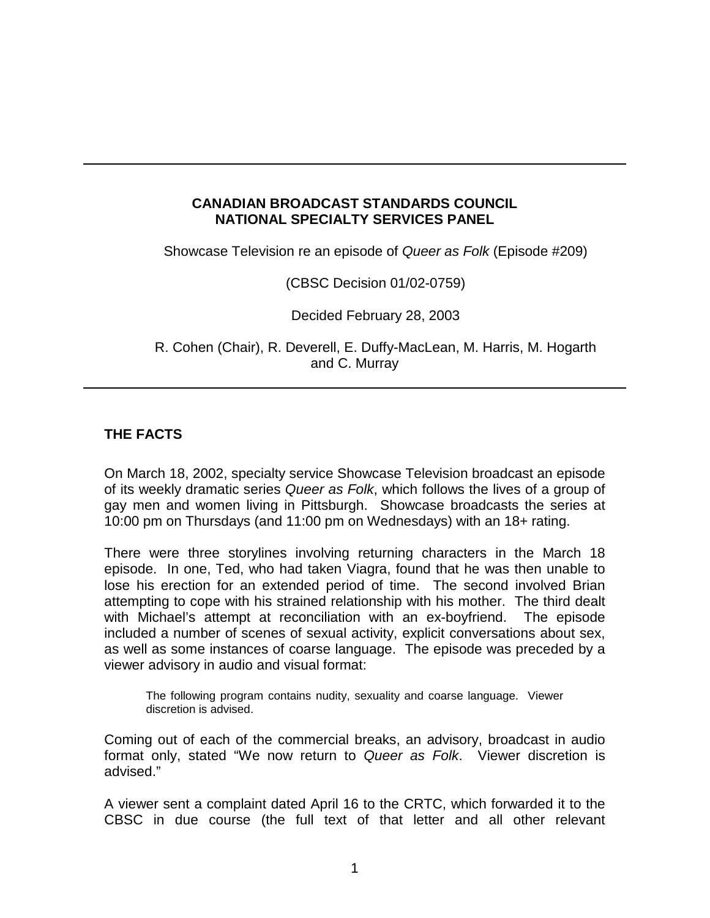**CANADIAN BROADCAST STANDARDS COUNCIL**
**NATIONAL SPECIALTY SERVICES PANEL**

Showcase Television re an episode of *Queer as Folk* (Episode #209)

(CBSC Decision 01/02-0759)

Decided February 28, 2003

R. Cohen (Chair), R. Deverell, E. Duffy-MacLean, M. Harris, M. Hogarth and C. Murray

---

## THE FACTS

On March 18, 2002, specialty service Showcase Television broadcast an episode of its weekly dramatic series *Queer as Folk*, which follows the lives of a group of gay men and women living in Pittsburgh. Showcase broadcasts the series at 10:00 pm on Thursdays (and 11:00 pm on Wednesdays) with an 18+ rating.

There were three storylines involving returning characters in the March 18 episode. In one, Ted, who had taken Viagra, found that he was then unable to lose his erection for an extended period of time. The second involved Brian attempting to cope with his strained relationship with his mother. The third dealt with Michael's attempt at reconciliation with an ex-boyfriend. The episode included a number of scenes of sexual activity, explicit conversations about sex, as well as some instances of coarse language. The episode was preceded by a viewer advisory in audio and visual format:

> The following program contains nudity, sexuality and coarse language. Viewer discretion is advised.

Coming out of each of the commercial breaks, an advisory, broadcast in audio format only, stated "We now return to *Queer as Folk*. Viewer discretion is advised."

A viewer sent a complaint dated April 16 to the CRTC, which forwarded it to the CBSC in due course (the full text of that letter and all other relevant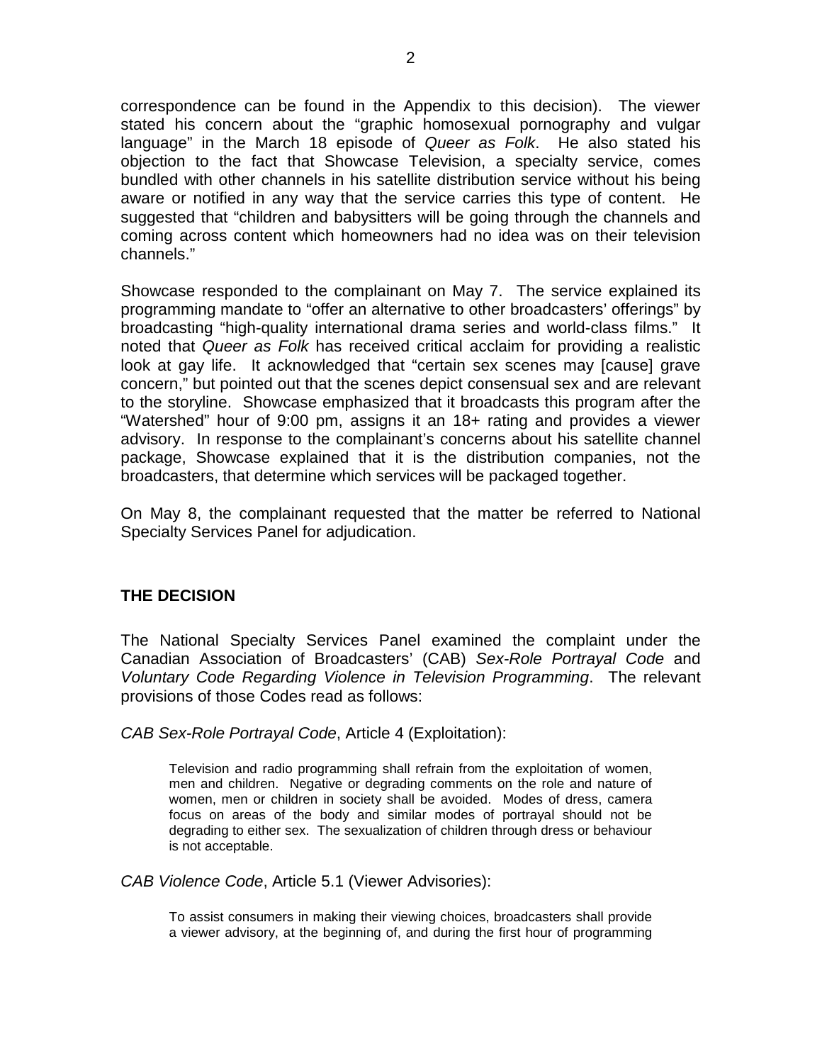correspondence can be found in the Appendix to this decision). The viewer stated his concern about the "graphic homosexual pornography and vulgar language" in the March 18 episode of *Queer as Folk*. He also stated his objection to the fact that Showcase Television, a specialty service, comes bundled with other channels in his satellite distribution service without his being aware or notified in any way that the service carries this type of content. He suggested that "children and babysitters will be going through the channels and coming across content which homeowners had no idea was on their television channels."

Showcase responded to the complainant on May 7. The service explained its programming mandate to "offer an alternative to other broadcasters' offerings" by broadcasting "high-quality international drama series and world-class films." It noted that *Queer as Folk* has received critical acclaim for providing a realistic look at gay life. It acknowledged that "certain sex scenes may [cause] grave concern," but pointed out that the scenes depict consensual sex and are relevant to the storyline. Showcase emphasized that it broadcasts this program after the "Watershed" hour of 9:00 pm, assigns it an 18+ rating and provides a viewer advisory. In response to the complainant's concerns about his satellite channel package, Showcase explained that it is the distribution companies, not the broadcasters, that determine which services will be packaged together.

On May 8, the complainant requested that the matter be referred to National Specialty Services Panel for adjudication.

## THE DECISION

The National Specialty Services Panel examined the complaint under the Canadian Association of Broadcasters' (CAB) *Sex-Role Portrayal Code* and *Voluntary Code Regarding Violence in Television Programming*. The relevant provisions of those Codes read as follows:

*CAB Sex-Role Portrayal Code*, Article 4 (Exploitation):

> Television and radio programming shall refrain from the exploitation of women, men and children. Negative or degrading comments on the role and nature of women, men or children in society shall be avoided. Modes of dress, camera focus on areas of the body and similar modes of portrayal should not be degrading to either sex. The sexualization of children through dress or behaviour is not acceptable.

*CAB Violence Code*, Article 5.1 (Viewer Advisories):

> To assist consumers in making their viewing choices, broadcasters shall provide a viewer advisory, at the beginning of, and during the first hour of programming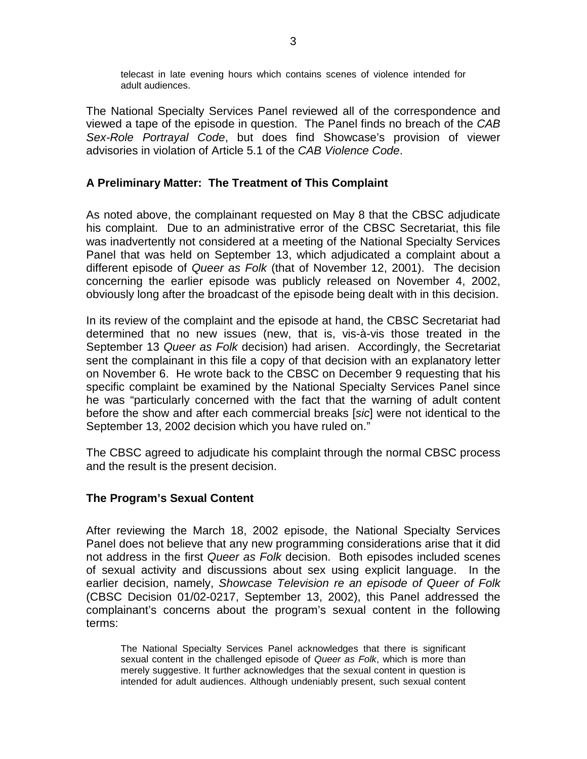> telecast in late evening hours which contains scenes of violence intended for adult audiences.

The National Specialty Services Panel reviewed all of the correspondence and viewed a tape of the episode in question. The Panel finds no breach of the *CAB Sex-Role Portrayal Code*, but does find Showcase's provision of viewer advisories in violation of Article 5.1 of the *CAB Violence Code*.

### A Preliminary Matter: The Treatment of This Complaint

As noted above, the complainant requested on May 8 that the CBSC adjudicate his complaint. Due to an administrative error of the CBSC Secretariat, this file was inadvertently not considered at a meeting of the National Specialty Services Panel that was held on September 13, which adjudicated a complaint about a different episode of *Queer as Folk* (that of November 12, 2001). The decision concerning the earlier episode was publicly released on November 4, 2002, obviously long after the broadcast of the episode being dealt with in this decision.

In its review of the complaint and the episode at hand, the CBSC Secretariat had determined that no new issues (new, that is, vis-à-vis those treated in the September 13 *Queer as Folk* decision) had arisen. Accordingly, the Secretariat sent the complainant in this file a copy of that decision with an explanatory letter on November 6. He wrote back to the CBSC on December 9 requesting that his specific complaint be examined by the National Specialty Services Panel since he was "particularly concerned with the fact that the warning of adult content before the show and after each commercial breaks [*sic*] were not identical to the September 13, 2002 decision which you have ruled on."

The CBSC agreed to adjudicate his complaint through the normal CBSC process and the result is the present decision.

### The Program's Sexual Content

After reviewing the March 18, 2002 episode, the National Specialty Services Panel does not believe that any new programming considerations arise that it did not address in the first *Queer as Folk* decision. Both episodes included scenes of sexual activity and discussions about sex using explicit language. In the earlier decision, namely, *Showcase Television re an episode of Queer of Folk* (CBSC Decision 01/02-0217, September 13, 2002), this Panel addressed the complainant's concerns about the program's sexual content in the following terms:

> The National Specialty Services Panel acknowledges that there is significant sexual content in the challenged episode of *Queer as Folk*, which is more than merely suggestive. It further acknowledges that the sexual content in question is intended for adult audiences. Although undeniably present, such sexual content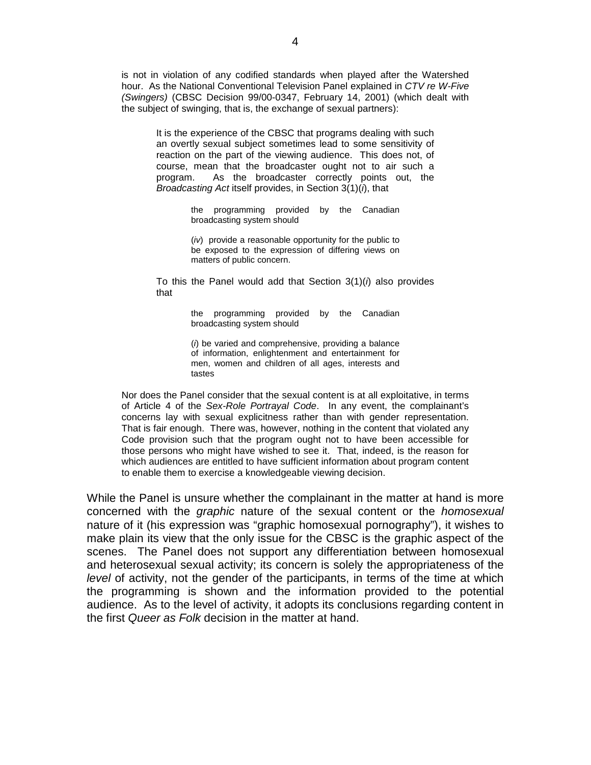is not in violation of any codified standards when played after the Watershed hour. As the National Conventional Television Panel explained in *CTV re W-Five (Swingers)* (CBSC Decision 99/00-0347, February 14, 2001) (which dealt with the subject of swinging, that is, the exchange of sexual partners):

> It is the experience of the CBSC that programs dealing with such an overtly sexual subject sometimes lead to some sensitivity of reaction on the part of the viewing audience. This does not, of course, mean that the broadcaster ought not to air such a program. As the broadcaster correctly points out, the *Broadcasting Act* itself provides, in Section 3(1)(*i*), that
>
> > the programming provided by the Canadian broadcasting system should
> >
> > (*iv*) provide a reasonable opportunity for the public to be exposed to the expression of differing views on matters of public concern.
>
> To this the Panel would add that Section 3(1)(*i*) also provides that
>
> > the programming provided by the Canadian broadcasting system should
> >
> > (*i*) be varied and comprehensive, providing a balance of information, enlightenment and entertainment for men, women and children of all ages, interests and tastes
>
> Nor does the Panel consider that the sexual content is at all exploitative, in terms of Article 4 of the *Sex-Role Portrayal Code*. In any event, the complainant's concerns lay with sexual explicitness rather than with gender representation. That is fair enough. There was, however, nothing in the content that violated any Code provision such that the program ought not to have been accessible for those persons who might have wished to see it. That, indeed, is the reason for which audiences are entitled to have sufficient information about program content to enable them to exercise a knowledgeable viewing decision.

While the Panel is unsure whether the complainant in the matter at hand is more concerned with the *graphic* nature of the sexual content or the *homosexual* nature of it (his expression was "graphic homosexual pornography"), it wishes to make plain its view that the only issue for the CBSC is the graphic aspect of the scenes. The Panel does not support any differentiation between homosexual and heterosexual sexual activity; its concern is solely the appropriateness of the *level* of activity, not the gender of the participants, in terms of the time at which the programming is shown and the information provided to the potential audience. As to the level of activity, it adopts its conclusions regarding content in the first *Queer as Folk* decision in the matter at hand.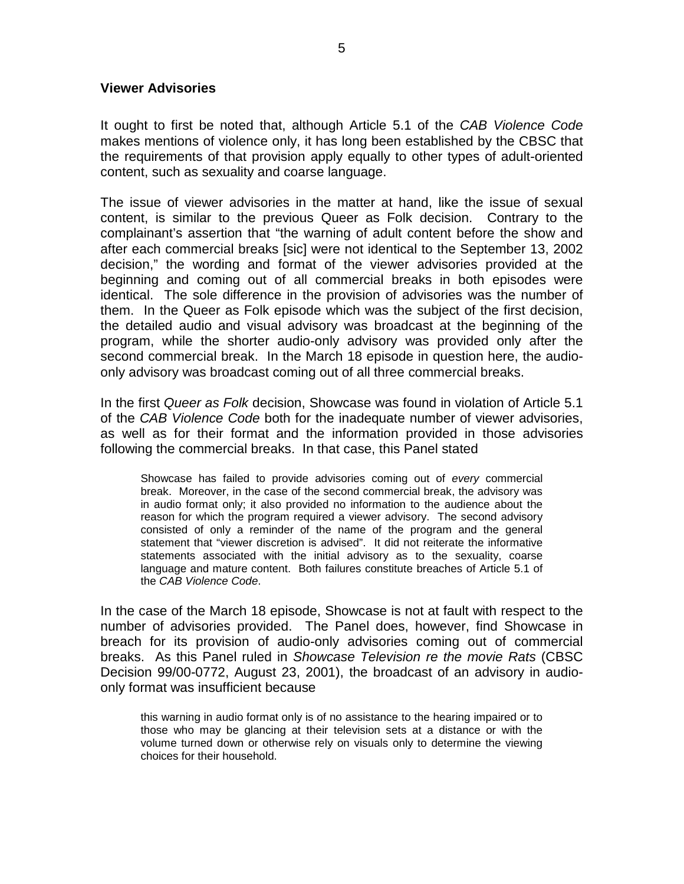**Viewer Advisories**

It ought to first be noted that, although Article 5.1 of the *CAB Violence Code* makes mentions of violence only, it has long been established by the CBSC that the requirements of that provision apply equally to other types of adult-oriented content, such as sexuality and coarse language.

The issue of viewer advisories in the matter at hand, like the issue of sexual content, is similar to the previous Queer as Folk decision. Contrary to the complainant's assertion that "the warning of adult content before the show and after each commercial breaks [sic] were not identical to the September 13, 2002 decision," the wording and format of the viewer advisories provided at the beginning and coming out of all commercial breaks in both episodes were identical. The sole difference in the provision of advisories was the number of them. In the Queer as Folk episode which was the subject of the first decision, the detailed audio and visual advisory was broadcast at the beginning of the program, while the shorter audio-only advisory was provided only after the second commercial break. In the March 18 episode in question here, the audio-only advisory was broadcast coming out of all three commercial breaks.

In the first *Queer as Folk* decision, Showcase was found in violation of Article 5.1 of the *CAB Violence Code* both for the inadequate number of viewer advisories, as well as for their format and the information provided in those advisories following the commercial breaks. In that case, this Panel stated

> Showcase has failed to provide advisories coming out of *every* commercial break. Moreover, in the case of the second commercial break, the advisory was in audio format only; it also provided no information to the audience about the reason for which the program required a viewer advisory. The second advisory consisted of only a reminder of the name of the program and the general statement that "viewer discretion is advised". It did not reiterate the informative statements associated with the initial advisory as to the sexuality, coarse language and mature content. Both failures constitute breaches of Article 5.1 of the *CAB Violence Code*.

In the case of the March 18 episode, Showcase is not at fault with respect to the number of advisories provided. The Panel does, however, find Showcase in breach for its provision of audio-only advisories coming out of commercial breaks. As this Panel ruled in *Showcase Television re the movie Rats* (CBSC Decision 99/00-0772, August 23, 2001), the broadcast of an advisory in audio-only format was insufficient because

> this warning in audio format only is of no assistance to the hearing impaired or to those who may be glancing at their television sets at a distance or with the volume turned down or otherwise rely on visuals only to determine the viewing choices for their household.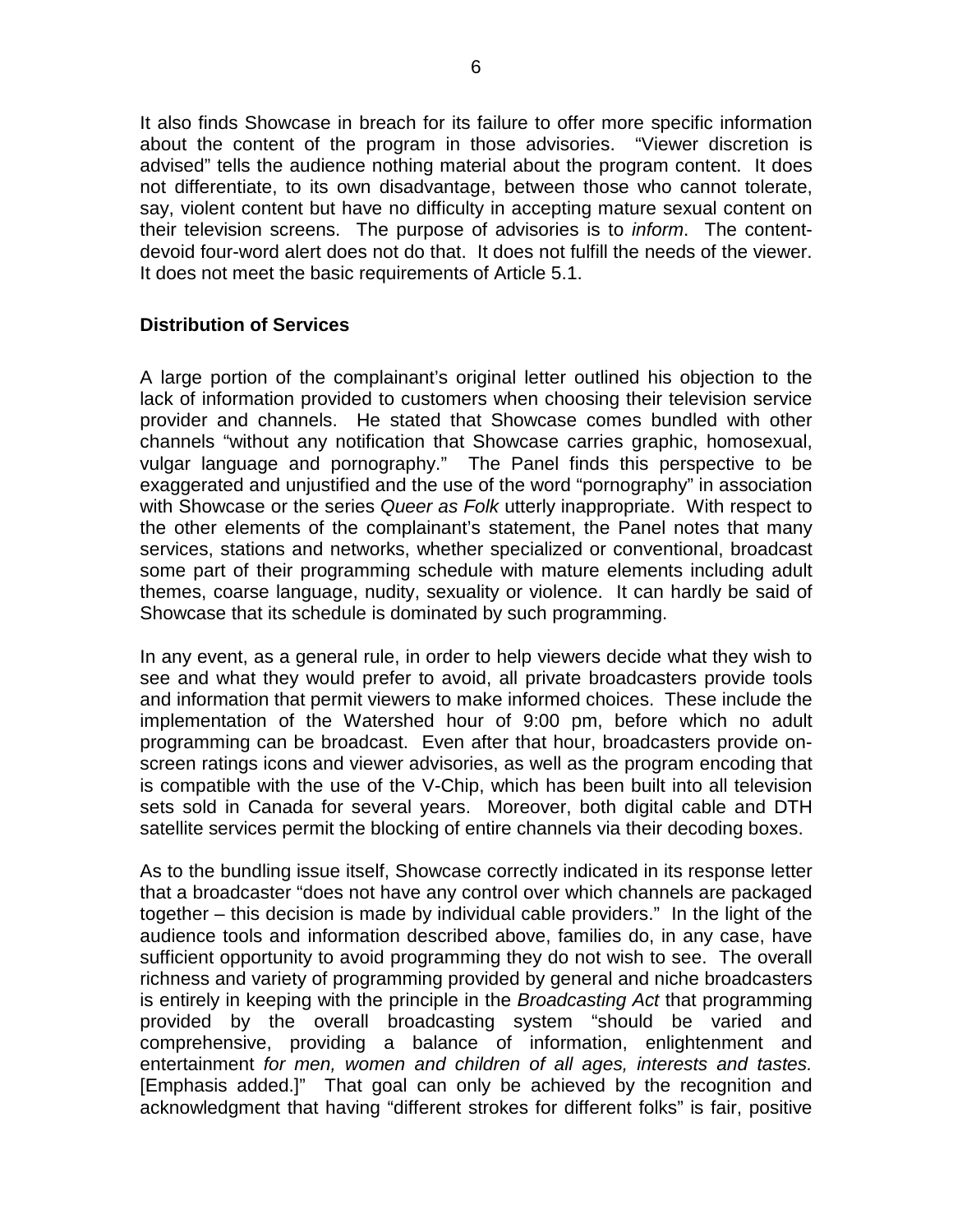It also finds Showcase in breach for its failure to offer more specific information about the content of the program in those advisories. "Viewer discretion is advised" tells the audience nothing material about the program content. It does not differentiate, to its own disadvantage, between those who cannot tolerate, say, violent content but have no difficulty in accepting mature sexual content on their television screens. The purpose of advisories is to *inform*. The content-devoid four-word alert does not do that. It does not fulfill the needs of the viewer. It does not meet the basic requirements of Article 5.1.

### Distribution of Services

A large portion of the complainant's original letter outlined his objection to the lack of information provided to customers when choosing their television service provider and channels. He stated that Showcase comes bundled with other channels "without any notification that Showcase carries graphic, homosexual, vulgar language and pornography." The Panel finds this perspective to be exaggerated and unjustified and the use of the word "pornography" in association with Showcase or the series *Queer as Folk* utterly inappropriate. With respect to the other elements of the complainant's statement, the Panel notes that many services, stations and networks, whether specialized or conventional, broadcast some part of their programming schedule with mature elements including adult themes, coarse language, nudity, sexuality or violence. It can hardly be said of Showcase that its schedule is dominated by such programming.

In any event, as a general rule, in order to help viewers decide what they wish to see and what they would prefer to avoid, all private broadcasters provide tools and information that permit viewers to make informed choices. These include the implementation of the Watershed hour of 9:00 pm, before which no adult programming can be broadcast. Even after that hour, broadcasters provide on-screen ratings icons and viewer advisories, as well as the program encoding that is compatible with the use of the V-Chip, which has been built into all television sets sold in Canada for several years. Moreover, both digital cable and DTH satellite services permit the blocking of entire channels via their decoding boxes.

As to the bundling issue itself, Showcase correctly indicated in its response letter that a broadcaster "does not have any control over which channels are packaged together – this decision is made by individual cable providers." In the light of the audience tools and information described above, families do, in any case, have sufficient opportunity to avoid programming they do not wish to see. The overall richness and variety of programming provided by general and niche broadcasters is entirely in keeping with the principle in the *Broadcasting Act* that programming provided by the overall broadcasting system "should be varied and comprehensive, providing a balance of information, enlightenment and entertainment *for men, women and children of all ages, interests and tastes.* [Emphasis added.]" That goal can only be achieved by the recognition and acknowledgment that having "different strokes for different folks" is fair, positive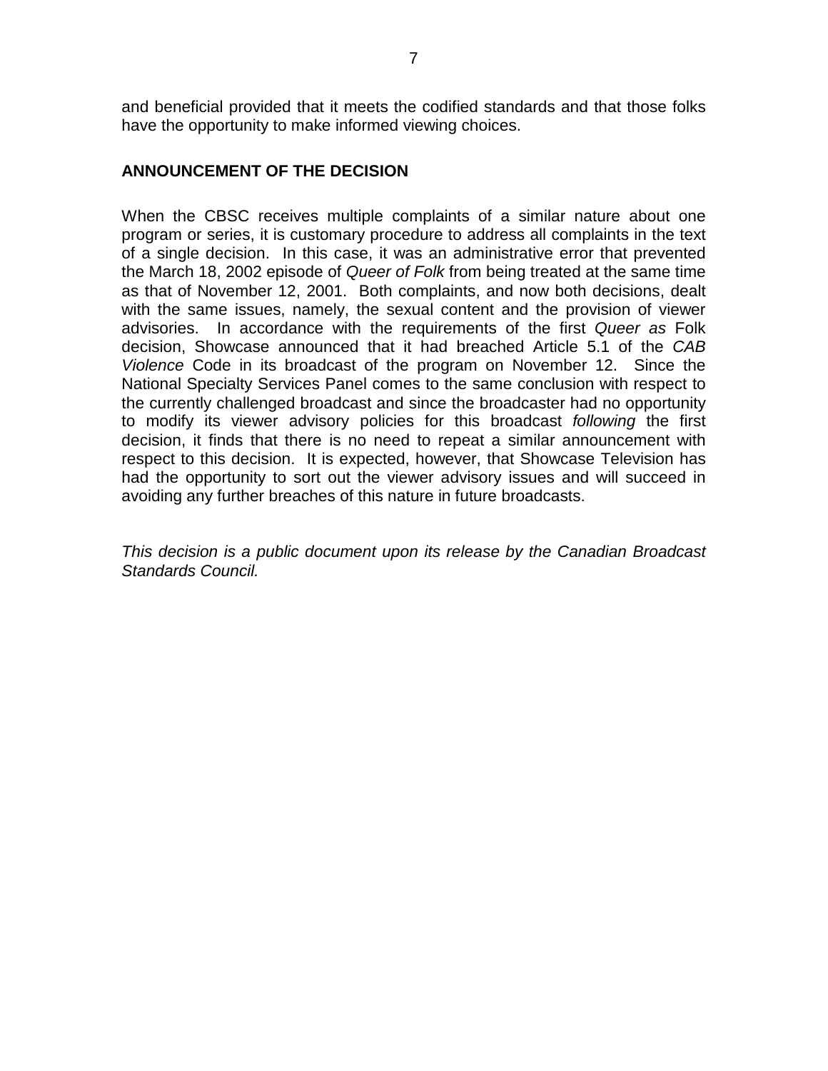and beneficial provided that it meets the codified standards and that those folks have the opportunity to make informed viewing choices.

## ANNOUNCEMENT OF THE DECISION

When the CBSC receives multiple complaints of a similar nature about one program or series, it is customary procedure to address all complaints in the text of a single decision. In this case, it was an administrative error that prevented the March 18, 2002 episode of *Queer of Folk* from being treated at the same time as that of November 12, 2001. Both complaints, and now both decisions, dealt with the same issues, namely, the sexual content and the provision of viewer advisories. In accordance with the requirements of the first *Queer as* Folk decision, Showcase announced that it had breached Article 5.1 of the *CAB Violence* Code in its broadcast of the program on November 12. Since the National Specialty Services Panel comes to the same conclusion with respect to the currently challenged broadcast and since the broadcaster had no opportunity to modify its viewer advisory policies for this broadcast *following* the first decision, it finds that there is no need to repeat a similar announcement with respect to this decision. It is expected, however, that Showcase Television has had the opportunity to sort out the viewer advisory issues and will succeed in avoiding any further breaches of this nature in future broadcasts.

*This decision is a public document upon its release by the Canadian Broadcast Standards Council.*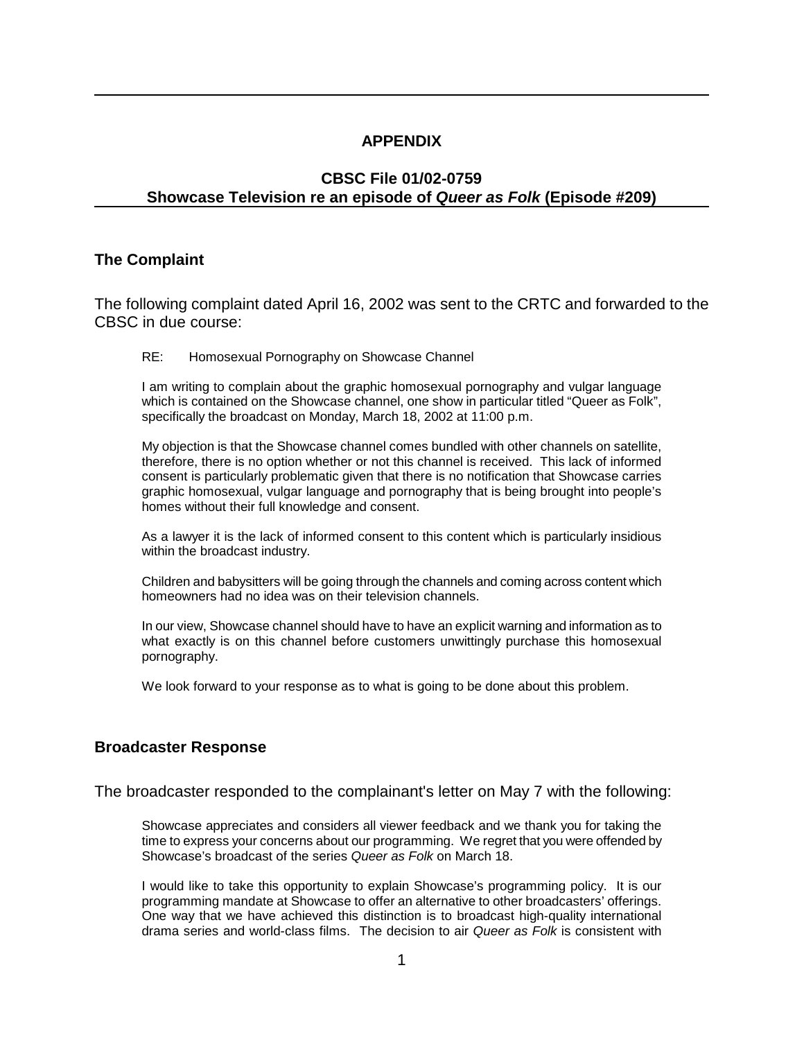## APPENDIX

### CBSC File 01/02-0759
### Showcase Television re an episode of *Queer as Folk* (Episode #209)

### The Complaint

The following complaint dated April 16, 2002 was sent to the CRTC and forwarded to the CBSC in due course:

> RE: Homosexual Pornography on Showcase Channel
>
> I am writing to complain about the graphic homosexual pornography and vulgar language which is contained on the Showcase channel, one show in particular titled "Queer as Folk", specifically the broadcast on Monday, March 18, 2002 at 11:00 p.m.
>
> My objection is that the Showcase channel comes bundled with other channels on satellite, therefore, there is no option whether or not this channel is received. This lack of informed consent is particularly problematic given that there is no notification that Showcase carries graphic homosexual, vulgar language and pornography that is being brought into people's homes without their full knowledge and consent.
>
> As a lawyer it is the lack of informed consent to this content which is particularly insidious within the broadcast industry.
>
> Children and babysitters will be going through the channels and coming across content which homeowners had no idea was on their television channels.
>
> In our view, Showcase channel should have to have an explicit warning and information as to what exactly is on this channel before customers unwittingly purchase this homosexual pornography.
>
> We look forward to your response as to what is going to be done about this problem.

### Broadcaster Response

The broadcaster responded to the complainant's letter on May 7 with the following:

> Showcase appreciates and considers all viewer feedback and we thank you for taking the time to express your concerns about our programming. We regret that you were offended by Showcase's broadcast of the series *Queer as Folk* on March 18.
>
> I would like to take this opportunity to explain Showcase's programming policy. It is our programming mandate at Showcase to offer an alternative to other broadcasters' offerings. One way that we have achieved this distinction is to broadcast high-quality international drama series and world-class films. The decision to air *Queer as Folk* is consistent with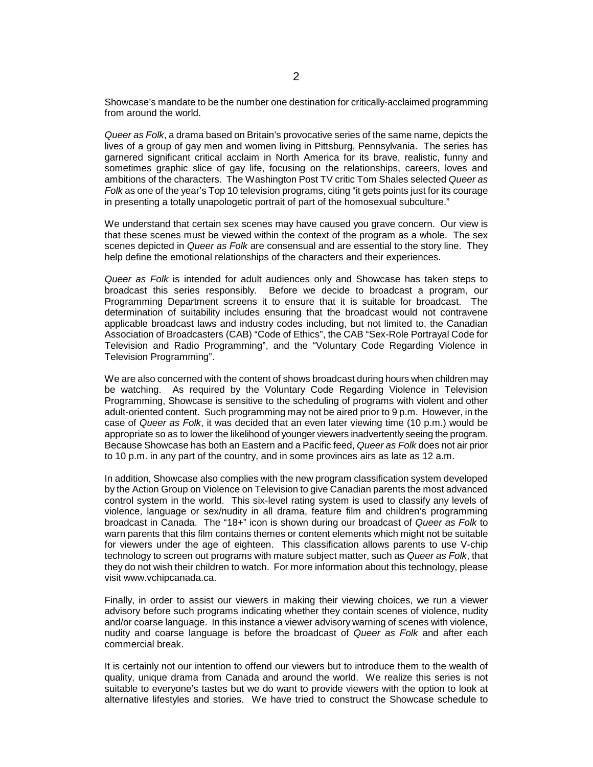Showcase's mandate to be the number one destination for critically-acclaimed programming from around the world.

*Queer as Folk*, a drama based on Britain's provocative series of the same name, depicts the lives of a group of gay men and women living in Pittsburg, Pennsylvania. The series has garnered significant critical acclaim in North America for its brave, realistic, funny and sometimes graphic slice of gay life, focusing on the relationships, careers, loves and ambitions of the characters. The Washington Post TV critic Tom Shales selected *Queer as Folk* as one of the year's Top 10 television programs, citing "it gets points just for its courage in presenting a totally unapologetic portrait of part of the homosexual subculture."

We understand that certain sex scenes may have caused you grave concern. Our view is that these scenes must be viewed within the context of the program as a whole. The sex scenes depicted in *Queer as Folk* are consensual and are essential to the story line. They help define the emotional relationships of the characters and their experiences.

*Queer as Folk* is intended for adult audiences only and Showcase has taken steps to broadcast this series responsibly. Before we decide to broadcast a program, our Programming Department screens it to ensure that it is suitable for broadcast. The determination of suitability includes ensuring that the broadcast would not contravene applicable broadcast laws and industry codes including, but not limited to, the Canadian Association of Broadcasters (CAB) "Code of Ethics", the CAB "Sex-Role Portrayal Code for Television and Radio Programming", and the "Voluntary Code Regarding Violence in Television Programming".

We are also concerned with the content of shows broadcast during hours when children may be watching. As required by the Voluntary Code Regarding Violence in Television Programming, Showcase is sensitive to the scheduling of programs with violent and other adult-oriented content. Such programming may not be aired prior to 9 p.m. However, in the case of *Queer as Folk*, it was decided that an even later viewing time (10 p.m.) would be appropriate so as to lower the likelihood of younger viewers inadvertently seeing the program. Because Showcase has both an Eastern and a Pacific feed, *Queer as Folk* does not air prior to 10 p.m. in any part of the country, and in some provinces airs as late as 12 a.m.

In addition, Showcase also complies with the new program classification system developed by the Action Group on Violence on Television to give Canadian parents the most advanced control system in the world. This six-level rating system is used to classify any levels of violence, language or sex/nudity in all drama, feature film and children's programming broadcast in Canada. The "18+" icon is shown during our broadcast of *Queer as Folk* to warn parents that this film contains themes or content elements which might not be suitable for viewers under the age of eighteen. This classification allows parents to use V-chip technology to screen out programs with mature subject matter, such as *Queer as Folk*, that they do not wish their children to watch. For more information about this technology, please visit www.vchipcanada.ca.

Finally, in order to assist our viewers in making their viewing choices, we run a viewer advisory before such programs indicating whether they contain scenes of violence, nudity and/or coarse language. In this instance a viewer advisory warning of scenes with violence, nudity and coarse language is before the broadcast of *Queer as Folk* and after each commercial break.

It is certainly not our intention to offend our viewers but to introduce them to the wealth of quality, unique drama from Canada and around the world. We realize this series is not suitable to everyone's tastes but we do want to provide viewers with the option to look at alternative lifestyles and stories. We have tried to construct the Showcase schedule to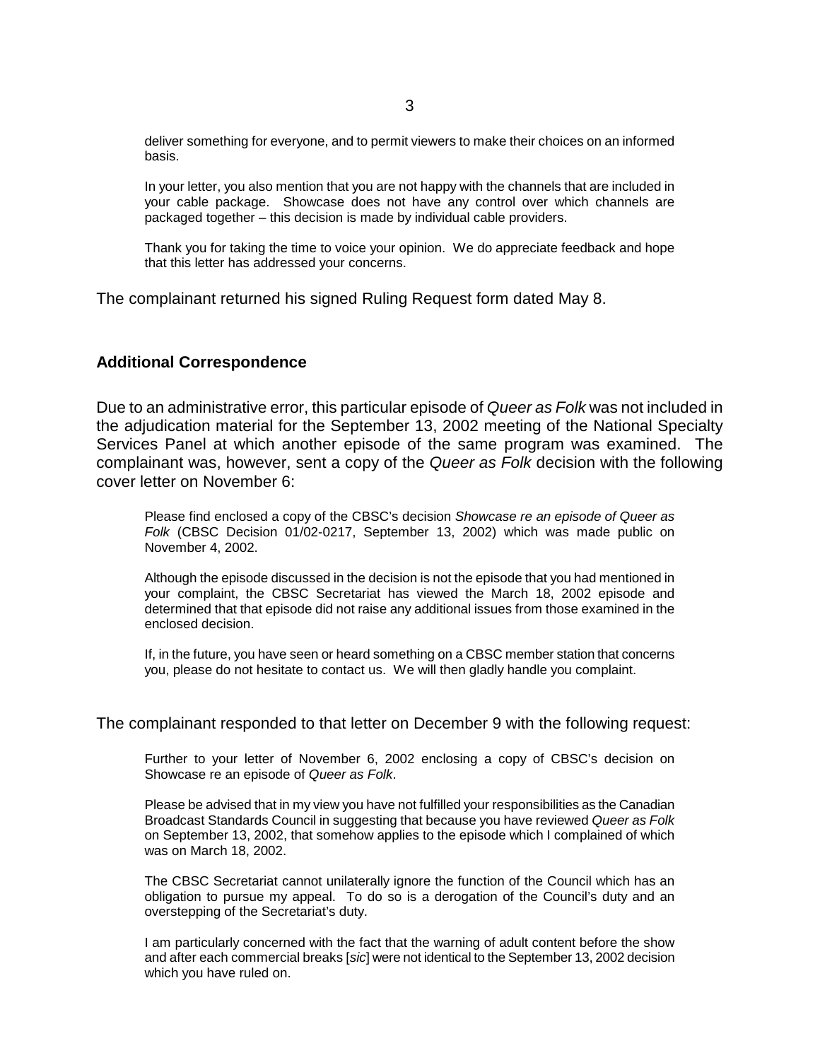> deliver something for everyone, and to permit viewers to make their choices on an informed basis.
>
> In your letter, you also mention that you are not happy with the channels that are included in your cable package. Showcase does not have any control over which channels are packaged together – this decision is made by individual cable providers.
>
> Thank you for taking the time to voice your opinion. We do appreciate feedback and hope that this letter has addressed your concerns.

The complainant returned his signed Ruling Request form dated May 8.

## Additional Correspondence

Due to an administrative error, this particular episode of *Queer as Folk* was not included in the adjudication material for the September 13, 2002 meeting of the National Specialty Services Panel at which another episode of the same program was examined. The complainant was, however, sent a copy of the *Queer as Folk* decision with the following cover letter on November 6:

> Please find enclosed a copy of the CBSC's decision *Showcase re an episode of Queer as Folk* (CBSC Decision 01/02-0217, September 13, 2002) which was made public on November 4, 2002.
>
> Although the episode discussed in the decision is not the episode that you had mentioned in your complaint, the CBSC Secretariat has viewed the March 18, 2002 episode and determined that that episode did not raise any additional issues from those examined in the enclosed decision.
>
> If, in the future, you have seen or heard something on a CBSC member station that concerns you, please do not hesitate to contact us. We will then gladly handle you complaint.

The complainant responded to that letter on December 9 with the following request:

> Further to your letter of November 6, 2002 enclosing a copy of CBSC's decision on Showcase re an episode of *Queer as Folk*.
>
> Please be advised that in my view you have not fulfilled your responsibilities as the Canadian Broadcast Standards Council in suggesting that because you have reviewed *Queer as Folk* on September 13, 2002, that somehow applies to the episode which I complained of which was on March 18, 2002.
>
> The CBSC Secretariat cannot unilaterally ignore the function of the Council which has an obligation to pursue my appeal. To do so is a derogation of the Council's duty and an overstepping of the Secretariat's duty.
>
> I am particularly concerned with the fact that the warning of adult content before the show and after each commercial breaks [*sic*] were not identical to the September 13, 2002 decision which you have ruled on.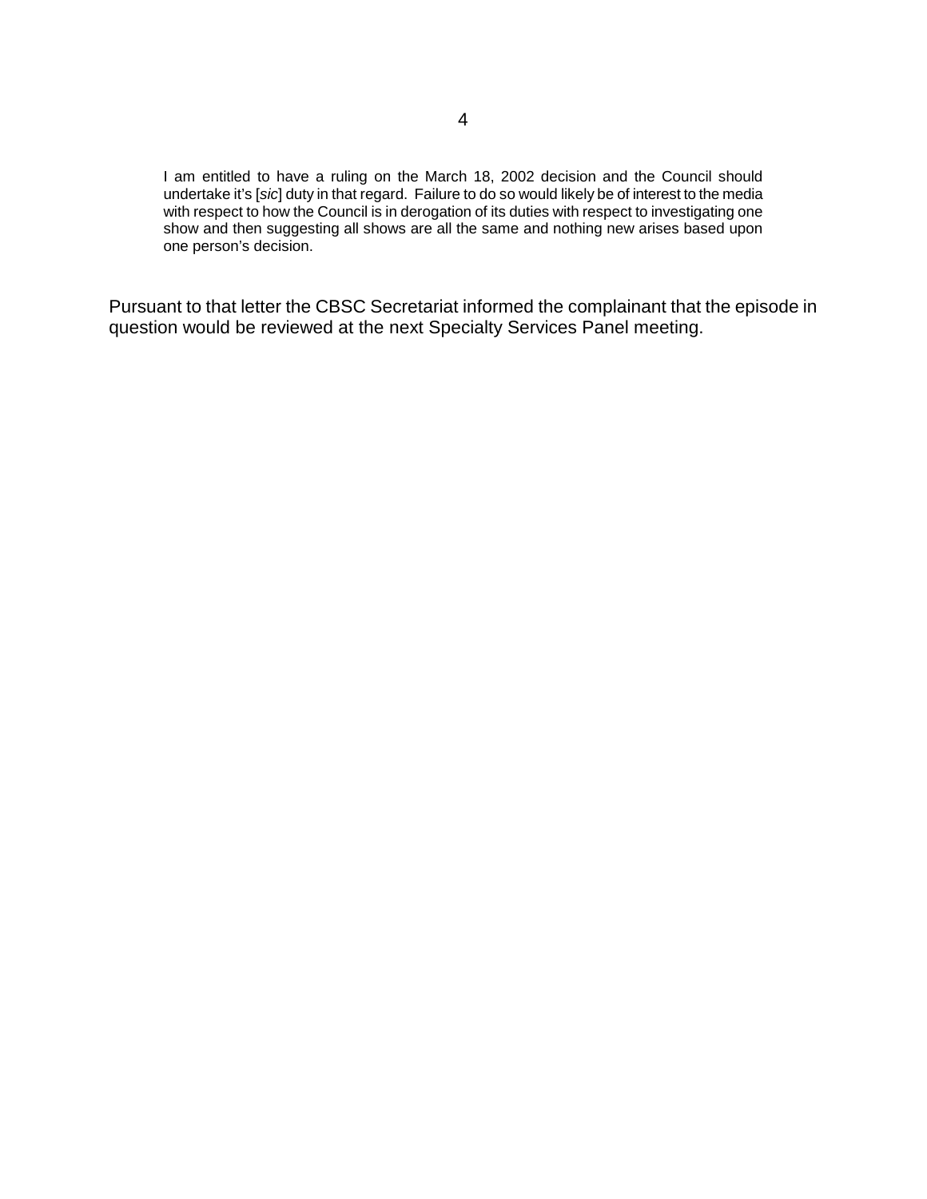> I am entitled to have a ruling on the March 18, 2002 decision and the Council should undertake it's [*sic*] duty in that regard. Failure to do so would likely be of interest to the media with respect to how the Council is in derogation of its duties with respect to investigating one show and then suggesting all shows are all the same and nothing new arises based upon one person's decision.

Pursuant to that letter the CBSC Secretariat informed the complainant that the episode in question would be reviewed at the next Specialty Services Panel meeting.